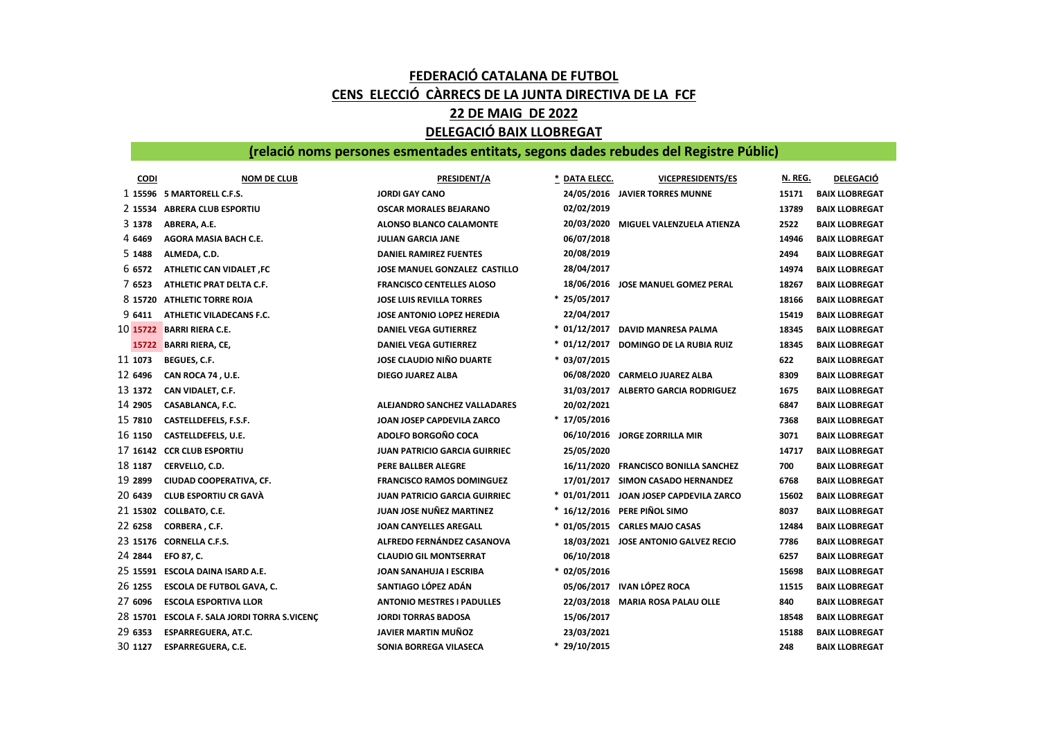## FEDERACIÓ CATALANA DE FUTBOL

## CENS ELECCIÓ CÀRRECS DE LA JUNTA DIRECTIVA DE LA FCF

## 22 DE MAIG DE 2022

## DELEGACIÓ BAIX LLOBREGAT

### (relació noms persones esmentades entitats, segons dades rebudes del Registre Públic)

| | CODI | NOM DE CLUB | PRESIDENT/A | * DATA ELECC. | VICEPRESIDENTS/ES | N. REG. | DELEGACIÓ |
|---|---|---|---|---|---|---|---|
| 1 | 15596 | 5 MARTORELL C.F.S. | JORDI GAY CANO | 24/05/2016 | JAVIER TORRES MUNNE | 15171 | BAIX LLOBREGAT |
| 2 | 15534 | ABRERA CLUB ESPORTIU | OSCAR MORALES BEJARANO | 02/02/2019 | | 13789 | BAIX LLOBREGAT |
| 3 | 1378 | ABRERA, A.E. | ALONSO BLANCO CALAMONTE | 20/03/2020 | MIGUEL VALENZUELA ATIENZA | 2522 | BAIX LLOBREGAT |
| 4 | 6469 | AGORA MASIA BACH C.E. | JULIAN GARCIA JANE | 06/07/2018 | | 14946 | BAIX LLOBREGAT |
| 5 | 1488 | ALMEDA, C.D. | DANIEL RAMIREZ FUENTES | 20/08/2019 | | 2494 | BAIX LLOBREGAT |
| 6 | 6572 | ATHLETIC CAN VIDALET ,FC | JOSE MANUEL GONZALEZ CASTILLO | 28/04/2017 | | 14974 | BAIX LLOBREGAT |
| 7 | 6523 | ATHLETIC PRAT DELTA C.F. | FRANCISCO CENTELLES ALOSO | 18/06/2016 | JOSE MANUEL GOMEZ PERAL | 18267 | BAIX LLOBREGAT |
| 8 | 15720 | ATHLETIC TORRE ROJA | JOSE LUIS REVILLA TORRES | * 25/05/2017 | | 18166 | BAIX LLOBREGAT |
| 9 | 6411 | ATHLETIC VILADECANS F.C. | JOSE ANTONIO LOPEZ HEREDIA | 22/04/2017 | | 15419 | BAIX LLOBREGAT |
| 10 | 15722 | BARRI RIERA C.E. | DANIEL VEGA GUTIERREZ | * 01/12/2017 | DAVID MANRESA PALMA | 18345 | BAIX LLOBREGAT |
| | 15722 | BARRI RIERA, CE, | DANIEL VEGA GUTIERREZ | * 01/12/2017 | DOMINGO DE LA RUBIA RUIZ | 18345 | BAIX LLOBREGAT |
| 11 | 1073 | BEGUES, C.F. | JOSE CLAUDIO NIÑO DUARTE | * 03/07/2015 | | 622 | BAIX LLOBREGAT |
| 12 | 6496 | CAN ROCA 74 , U.E. | DIEGO JUAREZ ALBA | 06/08/2020 | CARMELO JUAREZ ALBA | 8309 | BAIX LLOBREGAT |
| 13 | 1372 | CAN VIDALET, C.F. | | 31/03/2017 | ALBERTO GARCIA RODRIGUEZ | 1675 | BAIX LLOBREGAT |
| 14 | 2905 | CASABLANCA, F.C. | ALEJANDRO SANCHEZ VALLADARES | 20/02/2021 | | 6847 | BAIX LLOBREGAT |
| 15 | 7810 | CASTELLDEFELS, F.S.F. | JOAN JOSEP CAPDEVILA ZARCO | * 17/05/2016 | | 7368 | BAIX LLOBREGAT |
| 16 | 1150 | CASTELLDEFELS, U.E. | ADOLFO BORGOÑO COCA | 06/10/2016 | JORGE ZORRILLA MIR | 3071 | BAIX LLOBREGAT |
| 17 | 16142 | CCR CLUB ESPORTIU | JUAN PATRICIO GARCIA GUIRRIEC | 25/05/2020 | | 14717 | BAIX LLOBREGAT |
| 18 | 1187 | CERVELLO, C.D. | PERE BALLBER ALEGRE | 16/11/2020 | FRANCISCO BONILLA SANCHEZ | 700 | BAIX LLOBREGAT |
| 19 | 2899 | CIUDAD COOPERATIVA, CF. | FRANCISCO RAMOS DOMINGUEZ | 17/01/2017 | SIMON CASADO HERNANDEZ | 6768 | BAIX LLOBREGAT |
| 20 | 6439 | CLUB ESPORTIU CR GAVÀ | JUAN PATRICIO GARCIA GUIRRIEC | * 01/01/2011 | JOAN JOSEP CAPDEVILA ZARCO | 15602 | BAIX LLOBREGAT |
| 21 | 15302 | COLLBATO, C.E. | JUAN JOSE NUÑEZ MARTINEZ | * 16/12/2016 | PERE PIÑOL SIMO | 8037 | BAIX LLOBREGAT |
| 22 | 6258 | CORBERA , C.F. | JOAN CANYELLES AREGALL | * 01/05/2015 | CARLES MAJO CASAS | 12484 | BAIX LLOBREGAT |
| 23 | 15176 | CORNELLA C.F.S. | ALFREDO FERNÁNDEZ CASANOVA | 18/03/2021 | JOSE ANTONIO GALVEZ RECIO | 7786 | BAIX LLOBREGAT |
| 24 | 2844 | EFO 87, C. | CLAUDIO GIL MONTSERRAT | 06/10/2018 | | 6257 | BAIX LLOBREGAT |
| 25 | 15591 | ESCOLA DAINA ISARD A.E. | JOAN SANAHUJA I ESCRIBA | * 02/05/2016 | | 15698 | BAIX LLOBREGAT |
| 26 | 1255 | ESCOLA DE FUTBOL GAVA, C. | SANTIAGO LÓPEZ ADÁN | 05/06/2017 | IVAN LÓPEZ ROCA | 11515 | BAIX LLOBREGAT |
| 27 | 6096 | ESCOLA ESPORTIVA LLOR | ANTONIO MESTRES I PADULLES | 22/03/2018 | MARIA ROSA PALAU OLLE | 840 | BAIX LLOBREGAT |
| 28 | 15701 | ESCOLA F. SALA JORDI TORRA S.VICENÇ | JORDI TORRAS BADOSA | 15/06/2017 | | 18548 | BAIX LLOBREGAT |
| 29 | 6353 | ESPARREGUERA, AT.C. | JAVIER MARTIN MUÑOZ | 23/03/2021 | | 15188 | BAIX LLOBREGAT |
| 30 | 1127 | ESPARREGUERA, C.E. | SONIA BORREGA VILASECA | * 29/10/2015 | | 248 | BAIX LLOBREGAT |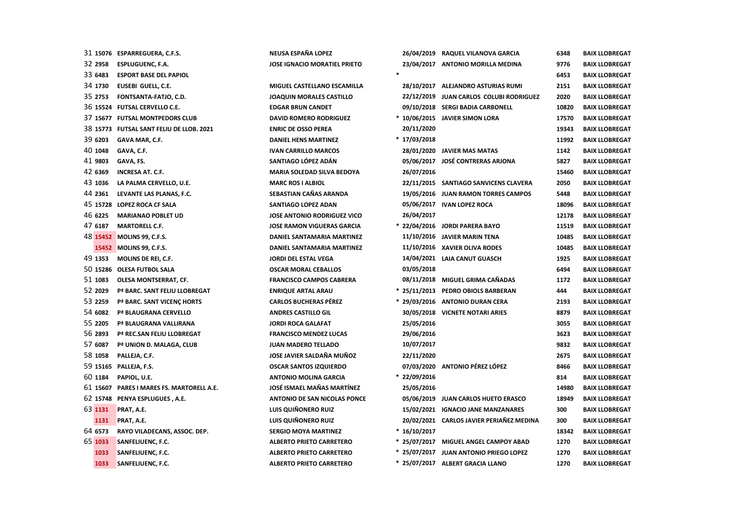| | | | | | | | |
|---|---|---|---|---|---|---|---|
| 31 | 15076 | ESPARREGUERA, C.F.S. | NEUSA ESPAÑA LOPEZ | 26/04/2019 | RAQUEL VILANOVA GARCIA | 6348 | BAIX LLOBREGAT |
| 32 | 2958 | ESPLUGUENC, F.A. | JOSE IGNACIO MORATIEL PRIETO | 23/04/2017 | ANTONIO MORILLA MEDINA | 9776 | BAIX LLOBREGAT |
| 33 | 6483 | ESPORT BASE DEL PAPIOL | | * | | 6453 | BAIX LLOBREGAT |
| 34 | 1730 | EUSEBI GUELL, C.E. | MIGUEL CASTELLANO ESCAMILLA | 28/10/2017 | ALEJANDRO ASTURIAS RUMI | 2151 | BAIX LLOBREGAT |
| 35 | 2753 | FONTSANTA-FATJO, C.D. | JOAQUIN MORALES CASTILLO | 22/12/2019 | JUAN CARLOS COLUBI RODRIGUEZ | 2020 | BAIX LLOBREGAT |
| 36 | 15524 | FUTSAL CERVELLO C.E. | EDGAR BRUN CANDET | 09/10/2018 | SERGI BADIA CARBONELL | 10820 | BAIX LLOBREGAT |
| 37 | 15677 | FUTSAL MONTPEDORS CLUB | DAVID ROMERO RODRIGUEZ | * 10/06/2015 | JAVIER SIMON LORA | 17570 | BAIX LLOBREGAT |
| 38 | 15773 | FUTSAL SANT FELIU DE LLOB. 2021 | ENRIC DE OSSO PEREA | 20/11/2020 | | 19343 | BAIX LLOBREGAT |
| 39 | 6203 | GAVA MAR, C.F. | DANIEL HENS MARTINEZ | * 17/03/2018 | | 11992 | BAIX LLOBREGAT |
| 40 | 1048 | GAVA, C.F. | IVAN CARRILLO MARCOS | 28/01/2020 | JAVIER MAS MATAS | 1142 | BAIX LLOBREGAT |
| 41 | 9803 | GAVA, FS. | SANTIAGO LÓPEZ ADÁN | 05/06/2017 | JOSÉ CONTRERAS ARJONA | 5827 | BAIX LLOBREGAT |
| 42 | 6369 | INCRESA AT. C.F. | MARIA SOLEDAD SILVA BEDOYA | 26/07/2016 | | 15460 | BAIX LLOBREGAT |
| 43 | 1036 | LA PALMA CERVELLO, U.E. | MARC ROS I ALBIOL | 22/11/2015 | SANTIAGO SANVICENS CLAVERA | 2050 | BAIX LLOBREGAT |
| 44 | 2361 | LEVANTE LAS PLANAS, F.C. | SEBASTIAN CAÑAS ARANDA | 19/05/2016 | JUAN RAMON TORRES CAMPOS | 5448 | BAIX LLOBREGAT |
| 45 | 15728 | LOPEZ ROCA CF SALA | SANTIAGO LOPEZ ADAN | 05/06/2017 | IVAN LOPEZ ROCA | 18096 | BAIX LLOBREGAT |
| 46 | 6225 | MARIANAO POBLET UD | JOSE ANTONIO RODRIGUEZ VICO | 26/04/2017 | | 12178 | BAIX LLOBREGAT |
| 47 | 6187 | MARTORELL C.F. | JOSE RAMON VIGUERAS GARCIA | * 22/04/2016 | JORDI PARERA BAYO | 11519 | BAIX LLOBREGAT |
| 48 | 15452 | MOLINS 99, C.F.S. | DANIEL SANTAMARIA MARTINEZ | 11/10/2016 | JAVIER MARIN TENA | 10485 | BAIX LLOBREGAT |
| | 15452 | MOLINS 99, C.F.S. | DANIEL SANTAMARIA MARTINEZ | 11/10/2016 | XAVIER OLIVA RODES | 10485 | BAIX LLOBREGAT |
| 49 | 1353 | MOLINS DE REI, C.F. | JORDI DEL ESTAL VEGA | 14/04/2021 | LAIA CANUT GUASCH | 1925 | BAIX LLOBREGAT |
| 50 | 15286 | OLESA FUTBOL SALA | OSCAR MORAL CEBALLOS | 03/05/2018 | | 6494 | BAIX LLOBREGAT |
| 51 | 1083 | OLESA MONTSERRAT, CF. | FRANCISCO CAMPOS CABRERA | 08/11/2018 | MIGUEL GRIMA CAÑADAS | 1172 | BAIX LLOBREGAT |
| 52 | 2029 | Pª BARC. SANT FELIU LLOBREGAT | ENRIQUE ARTAL ARAU | * 25/11/2013 | PEDRO OBIOLS BARBERAN | 444 | BAIX LLOBREGAT |
| 53 | 2259 | Pª BARC. SANT VICENÇ HORTS | CARLOS BUCHERAS PÉREZ | * 29/03/2016 | ANTONIO DURAN CERA | 2193 | BAIX LLOBREGAT |
| 54 | 6082 | Pª BLAUGRANA CERVELLO | ANDRES CASTILLO GIL | 30/05/2018 | VICNETE NOTARI ARIES | 8879 | BAIX LLOBREGAT |
| 55 | 2205 | Pª BLAUGRANA VALLIRANA | JORDI ROCA GALAFAT | 25/05/2016 | | 3055 | BAIX LLOBREGAT |
| 56 | 2893 | Pª REC.SAN FELIU LLOBREGAT | FRANCISCO MENDEZ LUCAS | 29/06/2016 | | 3623 | BAIX LLOBREGAT |
| 57 | 6087 | Pª UNION D. MALAGA, CLUB | JUAN MADERO TELLADO | 10/07/2017 | | 9832 | BAIX LLOBREGAT |
| 58 | 1058 | PALLEJA, C.F. | JOSE JAVIER SALDAÑA MUÑOZ | 22/11/2020 | | 2675 | BAIX LLOBREGAT |
| 59 | 15165 | PALLEJA, F.S. | OSCAR SANTOS IZQUIERDO | 07/03/2020 | ANTONIO PÉREZ LÓPEZ | 8466 | BAIX LLOBREGAT |
| 60 | 1184 | PAPIOL, U.E. | ANTONIO MOLINA GARCIA | * 22/09/2016 | | 814 | BAIX LLOBREGAT |
| 61 | 15607 | PARES I MARES FS. MARTORELL A.E. | JOSÉ ISMAEL MAÑAS MARTÍNEZ | 25/05/2016 | | 14980 | BAIX LLOBREGAT |
| 62 | 15748 | PENYA ESPLUGUES , A.E. | ANTONIO DE SAN NICOLAS PONCE | 05/06/2019 | JUAN CARLOS HUETO ERASCO | 18949 | BAIX LLOBREGAT |
| 63 | 1131 | PRAT, A.E. | LUIS QUIÑONERO RUIZ | 15/02/2021 | IGNACIO JANE MANZANARES | 300 | BAIX LLOBREGAT |
| | 1131 | PRAT, A.E. | LUIS QUIÑONERO RUIZ | 20/02/2021 | CARLOS JAVIER PERIAÑEZ MEDINA | 300 | BAIX LLOBREGAT |
| 64 | 6573 | RAYO VILADECANS, ASSOC. DEP. | SERGIO MOYA MARTINEZ | * 16/10/2017 | | 18342 | BAIX LLOBREGAT |
| 65 | 1033 | SANFELIUENC, F.C. | ALBERTO PRIETO CARRETERO | * 25/07/2017 | MIGUEL ANGEL CAMPOY ABAD | 1270 | BAIX LLOBREGAT |
| | 1033 | SANFELIUENC, F.C. | ALBERTO PRIETO CARRETERO | * 25/07/2017 | JUAN ANTONIO PRIEGO LOPEZ | 1270 | BAIX LLOBREGAT |
| | 1033 | SANFELIUENC, F.C. | ALBERTO PRIETO CARRETERO | * 25/07/2017 | ALBERT GRACIA LLANO | 1270 | BAIX LLOBREGAT |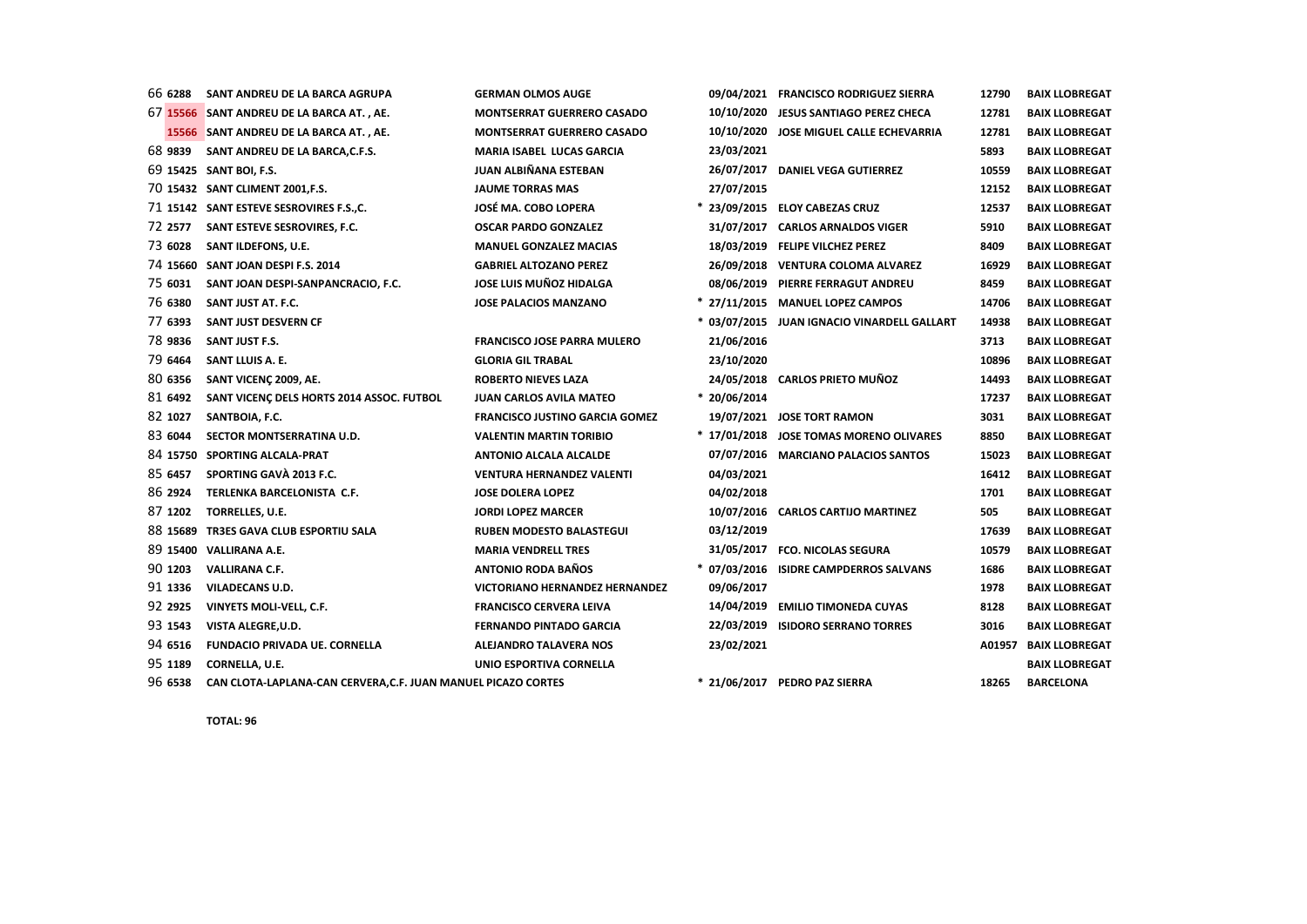| | | | | | | | |
|---|---|---|---|---|---|---|---|
| 66 | **6288** | **SANT ANDREU DE LA BARCA AGRUPA** | **GERMAN OLMOS AUGE** | **09/04/2021** | **FRANCISCO RODRIGUEZ SIERRA** | **12790** | **BAIX LLOBREGAT** |
| 67 | **15566** | **SANT ANDREU DE LA BARCA AT. , AE.** | **MONTSERRAT GUERRERO CASADO** | **10/10/2020** | **JESUS SANTIAGO PEREZ CHECA** | **12781** | **BAIX LLOBREGAT** |
| | **15566** | **SANT ANDREU DE LA BARCA AT. , AE.** | **MONTSERRAT GUERRERO CASADO** | **10/10/2020** | **JOSE MIGUEL CALLE ECHEVARRIA** | **12781** | **BAIX LLOBREGAT** |
| 68 | **9839** | **SANT ANDREU DE LA BARCA,C.F.S.** | **MARIA ISABEL LUCAS GARCIA** | **23/03/2021** | | **5893** | **BAIX LLOBREGAT** |
| 69 | **15425** | **SANT BOI, F.S.** | **JUAN ALBIÑANA ESTEBAN** | **26/07/2017** | **DANIEL VEGA GUTIERREZ** | **10559** | **BAIX LLOBREGAT** |
| 70 | **15432** | **SANT CLIMENT 2001,F.S.** | **JAUME TORRAS MAS** | **27/07/2015** | | **12152** | **BAIX LLOBREGAT** |
| 71 | **15142** | **SANT ESTEVE SESROVIRES F.S.,C.** | **JOSÉ MA. COBO LOPERA** | * **23/09/2015** | **ELOY CABEZAS CRUZ** | **12537** | **BAIX LLOBREGAT** |
| 72 | **2577** | **SANT ESTEVE SESROVIRES, F.C.** | **OSCAR PARDO GONZALEZ** | **31/07/2017** | **CARLOS ARNALDOS VIGER** | **5910** | **BAIX LLOBREGAT** |
| 73 | **6028** | **SANT ILDEFONS, U.E.** | **MANUEL GONZALEZ MACIAS** | **18/03/2019** | **FELIPE VILCHEZ PEREZ** | **8409** | **BAIX LLOBREGAT** |
| 74 | **15660** | **SANT JOAN DESPI F.S. 2014** | **GABRIEL ALTOZANO PEREZ** | **26/09/2018** | **VENTURA COLOMA ALVAREZ** | **16929** | **BAIX LLOBREGAT** |
| 75 | **6031** | **SANT JOAN DESPI-SANPANCRACIO, F.C.** | **JOSE LUIS MUÑOZ HIDALGA** | **08/06/2019** | **PIERRE FERRAGUT ANDREU** | **8459** | **BAIX LLOBREGAT** |
| 76 | **6380** | **SANT JUST AT. F.C.** | **JOSE PALACIOS MANZANO** | * **27/11/2015** | **MANUEL LOPEZ CAMPOS** | **14706** | **BAIX LLOBREGAT** |
| 77 | **6393** | **SANT JUST DESVERN CF** | | * **03/07/2015** | **JUAN IGNACIO VINARDELL GALLART** | **14938** | **BAIX LLOBREGAT** |
| 78 | **9836** | **SANT JUST F.S.** | **FRANCISCO JOSE PARRA MULERO** | **21/06/2016** | | **3713** | **BAIX LLOBREGAT** |
| 79 | **6464** | **SANT LLUIS A. E.** | **GLORIA GIL TRABAL** | **23/10/2020** | | **10896** | **BAIX LLOBREGAT** |
| 80 | **6356** | **SANT VICENÇ 2009, AE.** | **ROBERTO NIEVES LAZA** | **24/05/2018** | **CARLOS PRIETO MUÑOZ** | **14493** | **BAIX LLOBREGAT** |
| 81 | **6492** | **SANT VICENÇ DELS HORTS 2014 ASSOC. FUTBOL** | **JUAN CARLOS AVILA MATEO** | * **20/06/2014** | | **17237** | **BAIX LLOBREGAT** |
| 82 | **1027** | **SANTBOIA, F.C.** | **FRANCISCO JUSTINO GARCIA GOMEZ** | **19/07/2021** | **JOSE TORT RAMON** | **3031** | **BAIX LLOBREGAT** |
| 83 | **6044** | **SECTOR MONTSERRATINA U.D.** | **VALENTIN MARTIN TORIBIO** | * **17/01/2018** | **JOSE TOMAS MORENO OLIVARES** | **8850** | **BAIX LLOBREGAT** |
| 84 | **15750** | **SPORTING ALCALA-PRAT** | **ANTONIO ALCALA ALCALDE** | **07/07/2016** | **MARCIANO PALACIOS SANTOS** | **15023** | **BAIX LLOBREGAT** |
| 85 | **6457** | **SPORTING GAVÀ 2013 F.C.** | **VENTURA HERNANDEZ VALENTI** | **04/03/2021** | | **16412** | **BAIX LLOBREGAT** |
| 86 | **2924** | **TERLENKA BARCELONISTA C.F.** | **JOSE DOLERA LOPEZ** | **04/02/2018** | | **1701** | **BAIX LLOBREGAT** |
| 87 | **1202** | **TORRELLES, U.E.** | **JORDI LOPEZ MARCER** | **10/07/2016** | **CARLOS CARTIJO MARTINEZ** | **505** | **BAIX LLOBREGAT** |
| 88 | **15689** | **TR3ES GAVA CLUB ESPORTIU SALA** | **RUBEN MODESTO BALASTEGUI** | **03/12/2019** | | **17639** | **BAIX LLOBREGAT** |
| 89 | **15400** | **VALLIRANA A.E.** | **MARIA VENDRELL TRES** | **31/05/2017** | **FCO. NICOLAS SEGURA** | **10579** | **BAIX LLOBREGAT** |
| 90 | **1203** | **VALLIRANA C.F.** | **ANTONIO RODA BAÑOS** | * **07/03/2016** | **ISIDRE CAMPDERROS SALVANS** | **1686** | **BAIX LLOBREGAT** |
| 91 | **1336** | **VILADECANS U.D.** | **VICTORIANO HERNANDEZ HERNANDEZ** | **09/06/2017** | | **1978** | **BAIX LLOBREGAT** |
| 92 | **2925** | **VINYETS MOLI-VELL, C.F.** | **FRANCISCO CERVERA LEIVA** | **14/04/2019** | **EMILIO TIMONEDA CUYAS** | **8128** | **BAIX LLOBREGAT** |
| 93 | **1543** | **VISTA ALEGRE,U.D.** | **FERNANDO PINTADO GARCIA** | **22/03/2019** | **ISIDORO SERRANO TORRES** | **3016** | **BAIX LLOBREGAT** |
| 94 | **6516** | **FUNDACIO PRIVADA UE. CORNELLA** | **ALEJANDRO TALAVERA NOS** | **23/02/2021** | | **A01957** | **BAIX LLOBREGAT** |
| 95 | **1189** | **CORNELLA, U.E.** | **UNIO ESPORTIVA CORNELLA** | | | | **BAIX LLOBREGAT** |
| 96 | **6538** | **CAN CLOTA-LAPLANA-CAN CERVERA,C.F.** | **JUAN MANUEL PICAZO CORTES** | * **21/06/2017** | **PEDRO PAZ SIERRA** | **18265** | **BARCELONA** |

**TOTAL: 96**